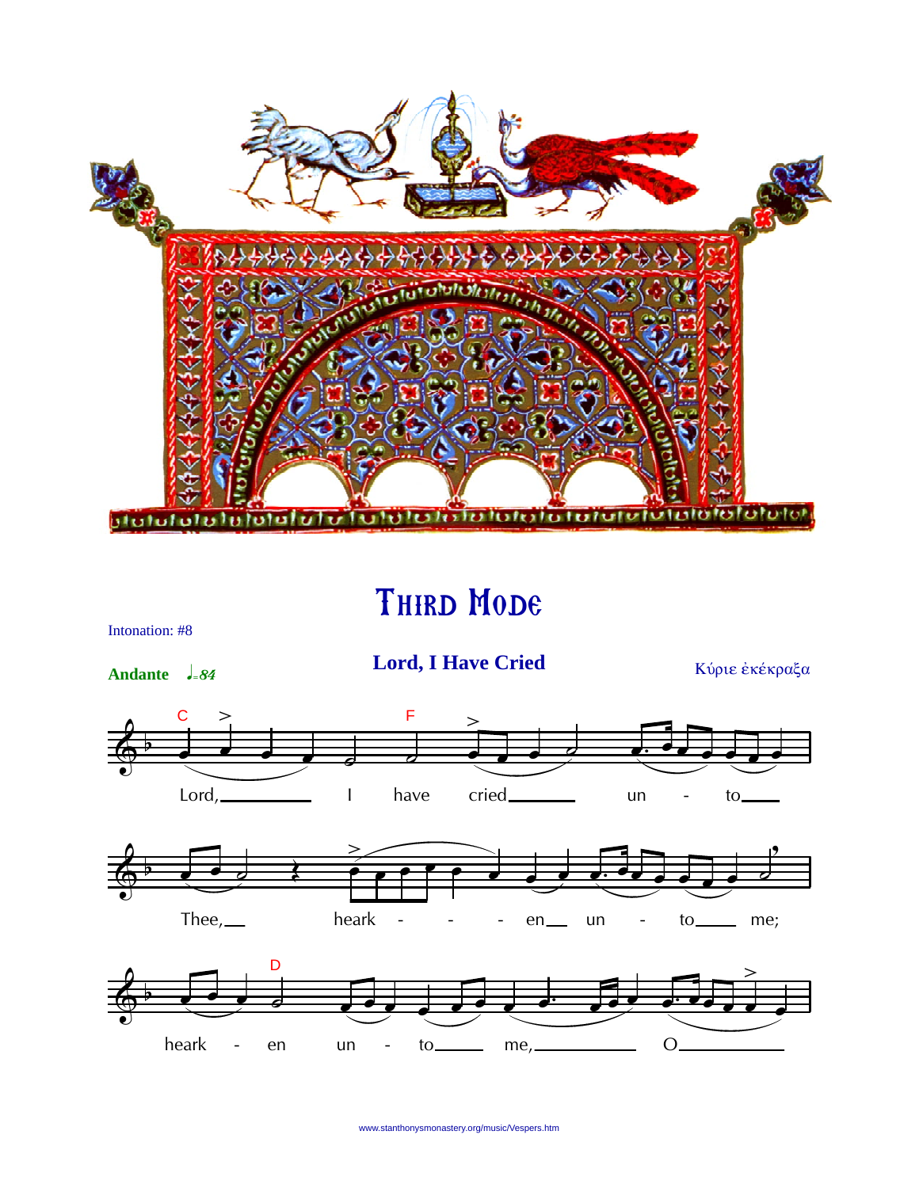# Third Mode

Intonation: #8

**Andante** ♩=84

## Lord, I Have Cried

Κύριε ἐκέκραξα

Lord, I have cried unto Thee, hearken unto me; hearken unto me, O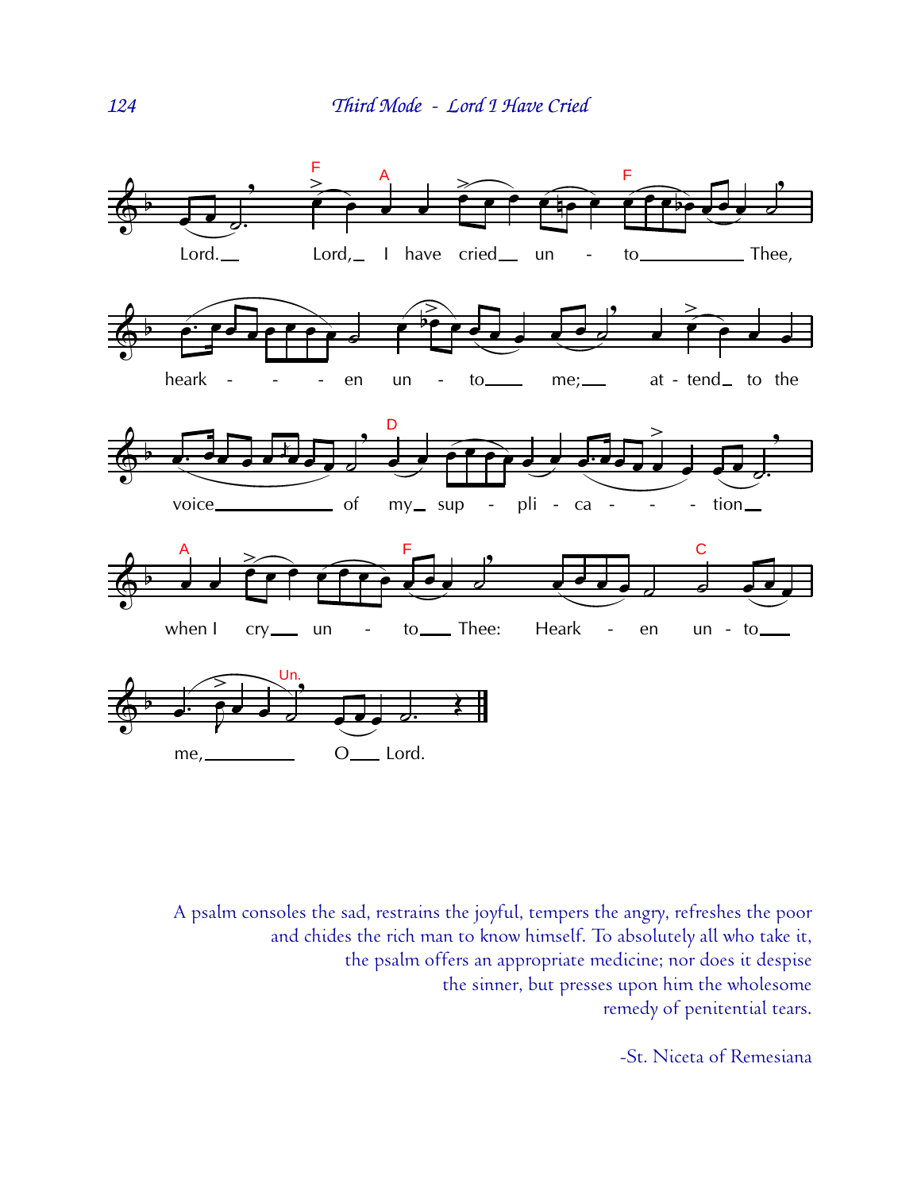Lord. Lord, I have cried un - to Thee,

heark - - - en un - to me; at - tend to the

voice of my sup - pli - ca - - - tion

when I cry un - to Thee: Heark - en un - to

me, O Lord.

A psalm consoles the sad, restrains the joyful, tempers the angry, refreshes the poor and chides the rich man to know himself. To absolutely all who take it, the psalm offers an appropriate medicine; nor does it despise the sinner, but presses upon him the wholesome remedy of penitential tears.

-St. Niceta of Remesiana